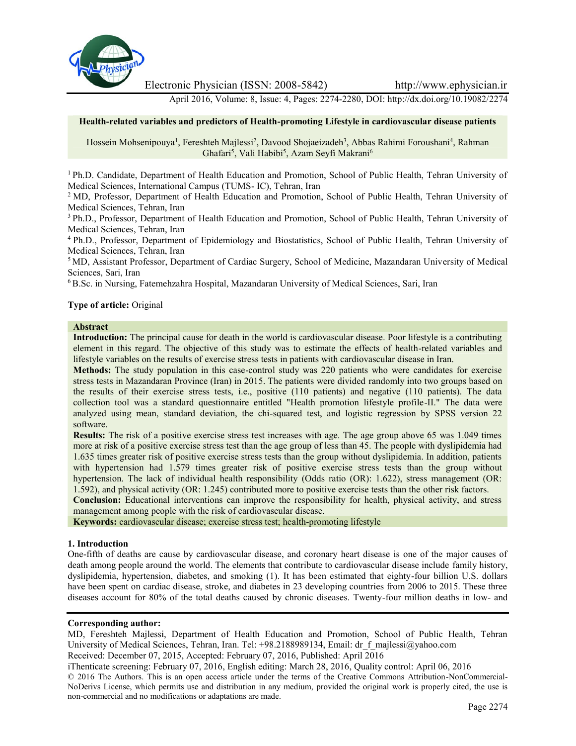# Health-related variables and predictors of Health-promoting Lifestyle in cardiovascular disease patients

Hossein Mohsenipouya[1], Fereshteh Majlessi[2], Davood Shojaeizadeh[3], Abbas Rahimi Foroushani[4], Rahman Ghafari[5], Vali Habibi[5], Azam Seyfi Makrani[6]

[1] Ph.D. Candidate, Department of Health Education and Promotion, School of Public Health, Tehran University of Medical Sciences, International Campus (TUMS- IC), Tehran, Iran
[2] MD, Professor, Department of Health Education and Promotion, School of Public Health, Tehran University of Medical Sciences, Tehran, Iran
[3] Ph.D., Professor, Department of Health Education and Promotion, School of Public Health, Tehran University of Medical Sciences, Tehran, Iran
[4] Ph.D., Professor, Department of Epidemiology and Biostatistics, School of Public Health, Tehran University of Medical Sciences, Tehran, Iran
[5] MD, Assistant Professor, Department of Cardiac Surgery, School of Medicine, Mazandaran University of Medical Sciences, Sari, Iran
[6] B.Sc. in Nursing, Fatemehzahra Hospital, Mazandaran University of Medical Sciences, Sari, Iran

**Type of article:** Original

## Abstract

**Introduction:** The principal cause for death in the world is cardiovascular disease. Poor lifestyle is a contributing element in this regard. The objective of this study was to estimate the effects of health-related variables and lifestyle variables on the results of exercise stress tests in patients with cardiovascular disease in Iran.

**Methods:** The study population in this case-control study was 220 patients who were candidates for exercise stress tests in Mazandaran Province (Iran) in 2015. The patients were divided randomly into two groups based on the results of their exercise stress tests, i.e., positive (110 patients) and negative (110 patients). The data collection tool was a standard questionnaire entitled "Health promotion lifestyle profile-II." The data were analyzed using mean, standard deviation, the chi-squared test, and logistic regression by SPSS version 22 software.

**Results:** The risk of a positive exercise stress test increases with age. The age group above 65 was 1.049 times more at risk of a positive exercise stress test than the age group of less than 45. The people with dyslipidemia had 1.635 times greater risk of positive exercise stress tests than the group without dyslipidemia. In addition, patients with hypertension had 1.579 times greater risk of positive exercise stress tests than the group without hypertension. The lack of individual health responsibility (Odds ratio (OR): 1.622), stress management (OR: 1.592), and physical activity (OR: 1.245) contributed more to positive exercise tests than the other risk factors.

**Conclusion:** Educational interventions can improve the responsibility for health, physical activity, and stress management among people with the risk of cardiovascular disease.

**Keywords:** cardiovascular disease; exercise stress test; health-promoting lifestyle

## 1. Introduction

One-fifth of deaths are cause by cardiovascular disease, and coronary heart disease is one of the major causes of death among people around the world. The elements that contribute to cardiovascular disease include family history, dyslipidemia, hypertension, diabetes, and smoking (1). It has been estimated that eighty-four billion U.S. dollars have been spent on cardiac disease, stroke, and diabetes in 23 developing countries from 2006 to 2015. These three diseases account for 80% of the total deaths caused by chronic diseases. Twenty-four million deaths in low- and

**Corresponding author:**
MD, Fereshteh Majlessi, Department of Health Education and Promotion, School of Public Health, Tehran University of Medical Sciences, Tehran, Iran. Tel: +98.2188989134, Email: dr_f_majlessi@yahoo.com
Received: December 07, 2015, Accepted: February 07, 2016, Published: April 2016
iThenticate screening: February 07, 2016, English editing: March 28, 2016, Quality control: April 06, 2016
© 2016 The Authors. This is an open access article under the terms of the Creative Commons Attribution-NonCommercial-NoDerivs License, which permits use and distribution in any medium, provided the original work is properly cited, the use is non-commercial and no modifications or adaptations are made.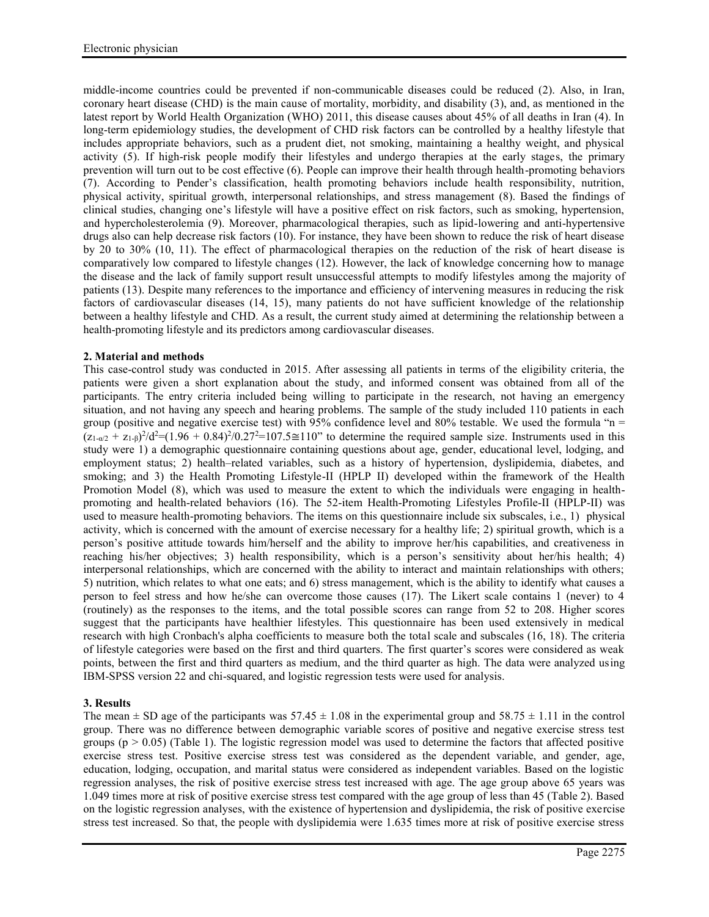middle-income countries could be prevented if non-communicable diseases could be reduced (2). Also, in Iran, coronary heart disease (CHD) is the main cause of mortality, morbidity, and disability (3), and, as mentioned in the latest report by World Health Organization (WHO) 2011, this disease causes about 45% of all deaths in Iran (4). In long-term epidemiology studies, the development of CHD risk factors can be controlled by a healthy lifestyle that includes appropriate behaviors, such as a prudent diet, not smoking, maintaining a healthy weight, and physical activity (5). If high-risk people modify their lifestyles and undergo therapies at the early stages, the primary prevention will turn out to be cost effective (6). People can improve their health through health-promoting behaviors (7). According to Pender's classification, health promoting behaviors include health responsibility, nutrition, physical activity, spiritual growth, interpersonal relationships, and stress management (8). Based the findings of clinical studies, changing one's lifestyle will have a positive effect on risk factors, such as smoking, hypertension, and hypercholesterolemia (9). Moreover, pharmacological therapies, such as lipid-lowering and anti-hypertensive drugs also can help decrease risk factors (10). For instance, they have been shown to reduce the risk of heart disease by 20 to 30% (10, 11). The effect of pharmacological therapies on the reduction of the risk of heart disease is comparatively low compared to lifestyle changes (12). However, the lack of knowledge concerning how to manage the disease and the lack of family support result unsuccessful attempts to modify lifestyles among the majority of patients (13). Despite many references to the importance and efficiency of intervening measures in reducing the risk factors of cardiovascular diseases (14, 15), many patients do not have sufficient knowledge of the relationship between a healthy lifestyle and CHD. As a result, the current study aimed at determining the relationship between a health-promoting lifestyle and its predictors among cardiovascular diseases.

## 2. Material and methods

This case-control study was conducted in 2015. After assessing all patients in terms of the eligibility criteria, the patients were given a short explanation about the study, and informed consent was obtained from all of the participants. The entry criteria included being willing to participate in the research, not having an emergency situation, and not having any speech and hearing problems. The sample of the study included 110 patients in each group (positive and negative exercise test) with 95% confidence level and 80% testable. We used the formula "$n = (z_{1-\alpha/2} + z_{1-\beta})^2/d^2 = (1.96 + 0.84)^2/0.27^2 = 107.5 \cong 110$" to determine the required sample size. Instruments used in this study were 1) a demographic questionnaire containing questions about age, gender, educational level, lodging, and employment status; 2) health–related variables, such as a history of hypertension, dyslipidemia, diabetes, and smoking; and 3) the Health Promoting Lifestyle-II (HPLP II) developed within the framework of the Health Promotion Model (8), which was used to measure the extent to which the individuals were engaging in health-promoting and health-related behaviors (16). The 52-item Health-Promoting Lifestyles Profile-II (HPLP-II) was used to measure health-promoting behaviors. The items on this questionnaire include six subscales, i.e., 1) physical activity, which is concerned with the amount of exercise necessary for a healthy life; 2) spiritual growth, which is a person's positive attitude towards him/herself and the ability to improve her/his capabilities, and creativeness in reaching his/her objectives; 3) health responsibility, which is a person's sensitivity about her/his health; 4) interpersonal relationships, which are concerned with the ability to interact and maintain relationships with others; 5) nutrition, which relates to what one eats; and 6) stress management, which is the ability to identify what causes a person to feel stress and how he/she can overcome those causes (17). The Likert scale contains 1 (never) to 4 (routinely) as the responses to the items, and the total possible scores can range from 52 to 208. Higher scores suggest that the participants have healthier lifestyles. This questionnaire has been used extensively in medical research with high Cronbach's alpha coefficients to measure both the total scale and subscales (16, 18). The criteria of lifestyle categories were based on the first and third quarters. The first quarter's scores were considered as weak points, between the first and third quarters as medium, and the third quarter as high. The data were analyzed using IBM-SPSS version 22 and chi-squared, and logistic regression tests were used for analysis.

## 3. Results

The mean ± SD age of the participants was 57.45 ± 1.08 in the experimental group and 58.75 ± 1.11 in the control group. There was no difference between demographic variable scores of positive and negative exercise stress test groups ($p > 0.05$) (Table 1). The logistic regression model was used to determine the factors that affected positive exercise stress test. Positive exercise stress test was considered as the dependent variable, and gender, age, education, lodging, occupation, and marital status were considered as independent variables. Based on the logistic regression analyses, the risk of positive exercise stress test increased with age. The age group above 65 years was 1.049 times more at risk of positive exercise stress test compared with the age group of less than 45 (Table 2). Based on the logistic regression analyses, with the existence of hypertension and dyslipidemia, the risk of positive exercise stress test increased. So that, the people with dyslipidemia were 1.635 times more at risk of positive exercise stress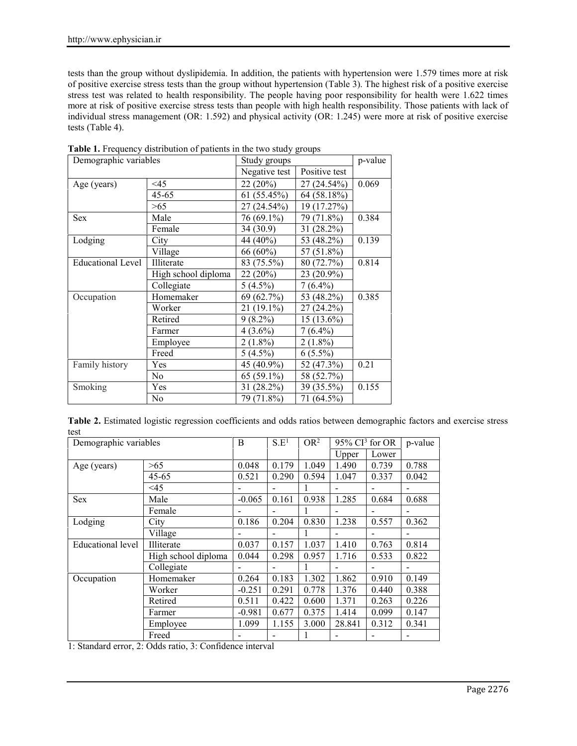tests than the group without dyslipidemia. In addition, the patients with hypertension were 1.579 times more at risk of positive exercise stress tests than the group without hypertension (Table 3). The highest risk of a positive exercise stress test was related to health responsibility. The people having poor responsibility for health were 1.622 times more at risk of positive exercise stress tests than people with high health responsibility. Those patients with lack of individual stress management (OR: 1.592) and physical activity (OR: 1.245) were more at risk of positive exercise tests (Table 4).

**Table 1.** Frequency distribution of patients in the two study groups

| Demographic variables | | Study groups | | p-value |
|---|---|---|---|---|
| | | Negative test | Positive test | |
| Age (years) | <45 | 22 (20%) | 27 (24.54%) | 0.069 |
| | 45-65 | 61 (55.45%) | 64 (58.18%) | |
| | >65 | 27 (24.54%) | 19 (17.27%) | |
| Sex | Male | 76 (69.1%) | 79 (71.8%) | 0.384 |
| | Female | 34 (30.9) | 31 (28.2%) | |
| Lodging | City | 44 (40%) | 53 (48.2%) | 0.139 |
| | Village | 66 (60%) | 57 (51.8%) | |
| Educational Level | Illiterate | 83 (75.5%) | 80 (72.7%) | 0.814 |
| | High school diploma | 22 (20%) | 23 (20.9%) | |
| | Collegiate | 5 (4.5%) | 7 (6.4%) | |
| Occupation | Homemaker | 69 (62.7%) | 53 (48.2%) | 0.385 |
| | Worker | 21 (19.1%) | 27 (24.2%) | |
| | Retired | 9 (8.2%) | 15 (13.6%) | |
| | Farmer | 4 (3.6%) | 7 (6.4%) | |
| | Employee | 2 (1.8%) | 2 (1.8%) | |
| | Freed | 5 (4.5%) | 6 (5.5%) | |
| Family history | Yes | 45 (40.9%) | 52 (47.3%) | 0.21 |
| | No | 65 (59.1%) | 58 (52.7%) | |
| Smoking | Yes | 31 (28.2%) | 39 (35.5%) | 0.155 |
| | No | 79 (71.8%) | 71 (64.5%) | |

**Table 2.** Estimated logistic regression coefficients and odds ratios between demographic factors and exercise stress test

| Demographic variables | | B | S.E[1] | OR[2] | 95% CI[3] for OR | | p-value |
|---|---|---|---|---|---|---|---|
| | | | | | Upper | Lower | |
| Age (years) | >65 | 0.048 | 0.179 | 1.049 | 1.490 | 0.739 | 0.788 |
| | 45-65 | 0.521 | 0.290 | 0.594 | 1.047 | 0.337 | 0.042 |
| | <45 | - | - | 1 | - | - | - |
| Sex | Male | -0.065 | 0.161 | 0.938 | 1.285 | 0.684 | 0.688 |
| | Female | - | - | 1 | - | - | - |
| Lodging | City | 0.186 | 0.204 | 0.830 | 1.238 | 0.557 | 0.362 |
| | Village | - | - | 1 | - | - | - |
| Educational level | Illiterate | 0.037 | 0.157 | 1.037 | 1.410 | 0.763 | 0.814 |
| | High school diploma | 0.044 | 0.298 | 0.957 | 1.716 | 0.533 | 0.822 |
| | Collegiate | - | - | 1 | - | - | - |
| Occupation | Homemaker | 0.264 | 0.183 | 1.302 | 1.862 | 0.910 | 0.149 |
| | Worker | -0.251 | 0.291 | 0.778 | 1.376 | 0.440 | 0.388 |
| | Retired | 0.511 | 0.422 | 0.600 | 1.371 | 0.263 | 0.226 |
| | Farmer | -0.981 | 0.677 | 0.375 | 1.414 | 0.099 | 0.147 |
| | Employee | 1.099 | 1.155 | 3.000 | 28.841 | 0.312 | 0.341 |
| | Freed | - | - | 1 | - | - | - |

1: Standard error, 2: Odds ratio, 3: Confidence interval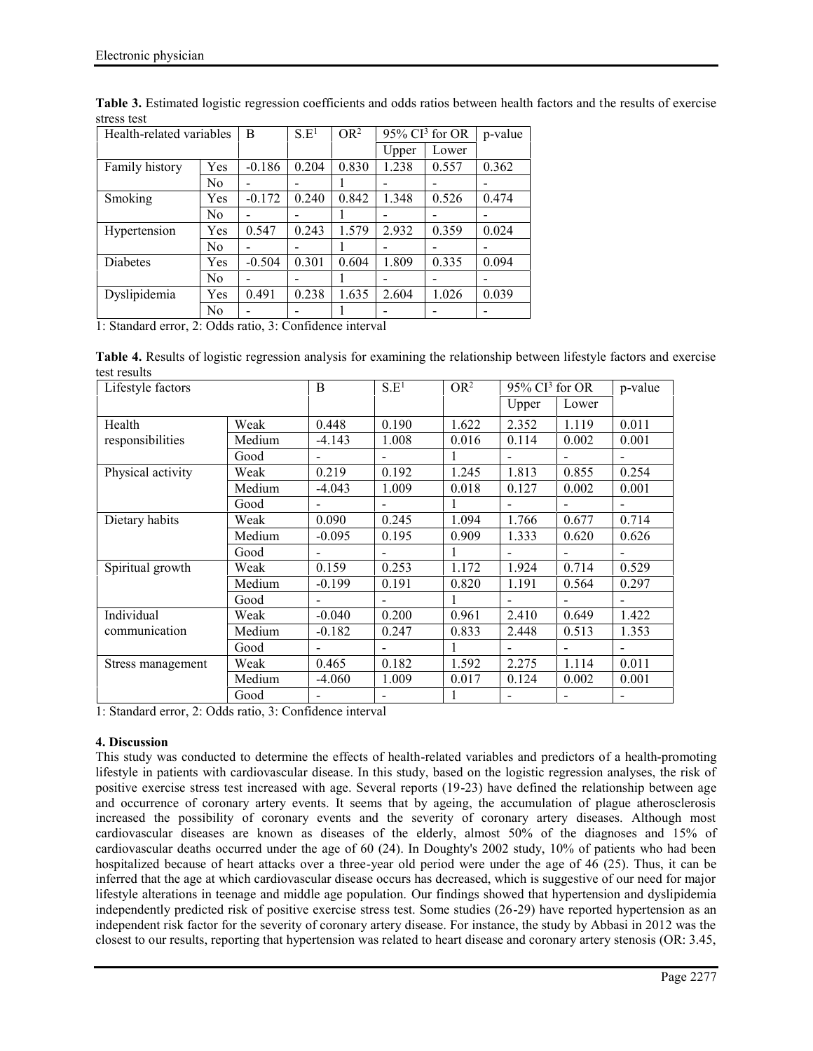**Table 3.** Estimated logistic regression coefficients and odds ratios between health factors and the results of exercise stress test

| Health-related variables | | B | S.E[1] | OR[2] | 95% CI[3] for OR | | p-value |
|---|---|---|---|---|---|---|---|
| | | | | | Upper | Lower | |
| Family history | Yes | -0.186 | 0.204 | 0.830 | 1.238 | 0.557 | 0.362 |
| | No | - | - | 1 | - | - | - |
| Smoking | Yes | -0.172 | 0.240 | 0.842 | 1.348 | 0.526 | 0.474 |
| | No | - | - | 1 | - | - | - |
| Hypertension | Yes | 0.547 | 0.243 | 1.579 | 2.932 | 0.359 | 0.024 |
| | No | - | - | 1 | - | - | - |
| Diabetes | Yes | -0.504 | 0.301 | 0.604 | 1.809 | 0.335 | 0.094 |
| | No | - | - | 1 | - | - | - |
| Dyslipidemia | Yes | 0.491 | 0.238 | 1.635 | 2.604 | 1.026 | 0.039 |
| | No | - | - | 1 | - | - | - |

1: Standard error, 2: Odds ratio, 3: Confidence interval

**Table 4.** Results of logistic regression analysis for examining the relationship between lifestyle factors and exercise test results

| Lifestyle factors | | B | S.E[1] | OR[2] | 95% CI[3] for OR | | p-value |
|---|---|---|---|---|---|---|---|
| | | | | | Upper | Lower | |
| Health responsibilities | Weak | 0.448 | 0.190 | 1.622 | 2.352 | 1.119 | 0.011 |
| | Medium | -4.143 | 1.008 | 0.016 | 0.114 | 0.002 | 0.001 |
| | Good | - | - | 1 | - | - | - |
| Physical activity | Weak | 0.219 | 0.192 | 1.245 | 1.813 | 0.855 | 0.254 |
| | Medium | -4.043 | 1.009 | 0.018 | 0.127 | 0.002 | 0.001 |
| | Good | - | - | 1 | - | - | - |
| Dietary habits | Weak | 0.090 | 0.245 | 1.094 | 1.766 | 0.677 | 0.714 |
| | Medium | -0.095 | 0.195 | 0.909 | 1.333 | 0.620 | 0.626 |
| | Good | - | - | 1 | - | - | - |
| Spiritual growth | Weak | 0.159 | 0.253 | 1.172 | 1.924 | 0.714 | 0.529 |
| | Medium | -0.199 | 0.191 | 0.820 | 1.191 | 0.564 | 0.297 |
| | Good | - | - | 1 | - | - | - |
| Individual communication | Weak | -0.040 | 0.200 | 0.961 | 2.410 | 0.649 | 1.422 |
| | Medium | -0.182 | 0.247 | 0.833 | 2.448 | 0.513 | 1.353 |
| | Good | - | - | 1 | - | - | - |
| Stress management | Weak | 0.465 | 0.182 | 1.592 | 2.275 | 1.114 | 0.011 |
| | Medium | -4.060 | 1.009 | 0.017 | 0.124 | 0.002 | 0.001 |
| | Good | - | - | 1 | - | - | - |

1: Standard error, 2: Odds ratio, 3: Confidence interval

### 4. Discussion

This study was conducted to determine the effects of health-related variables and predictors of a health-promoting lifestyle in patients with cardiovascular disease. In this study, based on the logistic regression analyses, the risk of positive exercise stress test increased with age. Several reports (19-23) have defined the relationship between age and occurrence of coronary artery events. It seems that by ageing, the accumulation of plague atherosclerosis increased the possibility of coronary events and the severity of coronary artery diseases. Although most cardiovascular diseases are known as diseases of the elderly, almost 50% of the diagnoses and 15% of cardiovascular deaths occurred under the age of 60 (24). In Doughty's 2002 study, 10% of patients who had been hospitalized because of heart attacks over a three-year old period were under the age of 46 (25). Thus, it can be inferred that the age at which cardiovascular disease occurs has decreased, which is suggestive of our need for major lifestyle alterations in teenage and middle age population. Our findings showed that hypertension and dyslipidemia independently predicted risk of positive exercise stress test. Some studies (26-29) have reported hypertension as an independent risk factor for the severity of coronary artery disease. For instance, the study by Abbasi in 2012 was the closest to our results, reporting that hypertension was related to heart disease and coronary artery stenosis (OR: 3.45,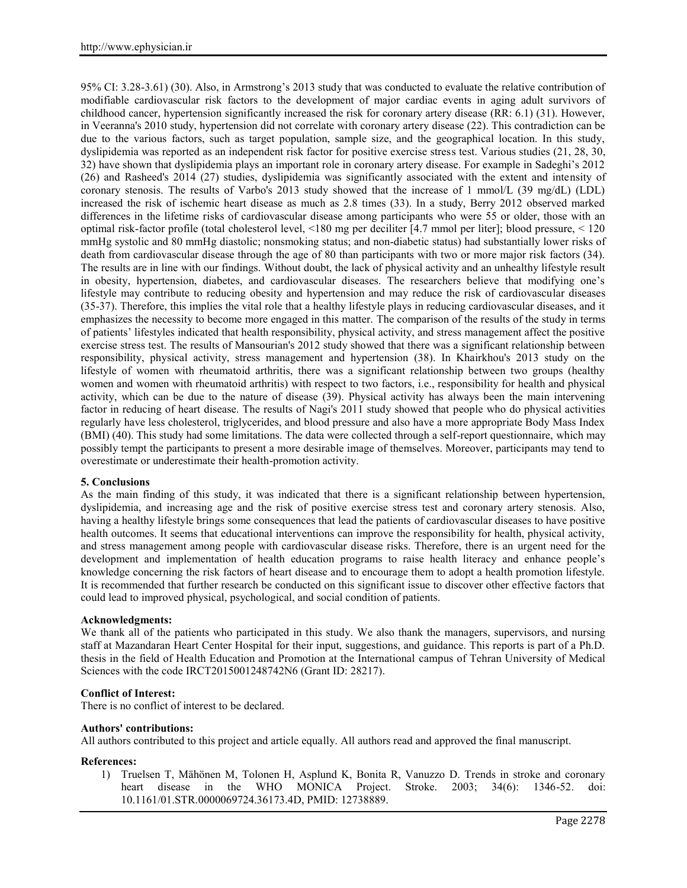95% CI: 3.28-3.61) (30). Also, in Armstrong's 2013 study that was conducted to evaluate the relative contribution of modifiable cardiovascular risk factors to the development of major cardiac events in aging adult survivors of childhood cancer, hypertension significantly increased the risk for coronary artery disease (RR: 6.1) (31). However, in Veeranna's 2010 study, hypertension did not correlate with coronary artery disease (22). This contradiction can be due to the various factors, such as target population, sample size, and the geographical location. In this study, dyslipidemia was reported as an independent risk factor for positive exercise stress test. Various studies (21, 28, 30, 32) have shown that dyslipidemia plays an important role in coronary artery disease. For example in Sadeghi's 2012 (26) and Rasheed's 2014 (27) studies, dyslipidemia was significantly associated with the extent and intensity of coronary stenosis. The results of Varbo's 2013 study showed that the increase of 1 mmol/L (39 mg/dL) (LDL) increased the risk of ischemic heart disease as much as 2.8 times (33). In a study, Berry 2012 observed marked differences in the lifetime risks of cardiovascular disease among participants who were 55 or older, those with an optimal risk-factor profile (total cholesterol level, <180 mg per deciliter [4.7 mmol per liter]; blood pressure, < 120 mmHg systolic and 80 mmHg diastolic; nonsmoking status; and non-diabetic status) had substantially lower risks of death from cardiovascular disease through the age of 80 than participants with two or more major risk factors (34). The results are in line with our findings. Without doubt, the lack of physical activity and an unhealthy lifestyle result in obesity, hypertension, diabetes, and cardiovascular diseases. The researchers believe that modifying one's lifestyle may contribute to reducing obesity and hypertension and may reduce the risk of cardiovascular diseases (35-37). Therefore, this implies the vital role that a healthy lifestyle plays in reducing cardiovascular diseases, and it emphasizes the necessity to become more engaged in this matter. The comparison of the results of the study in terms of patients' lifestyles indicated that health responsibility, physical activity, and stress management affect the positive exercise stress test. The results of Mansourian's 2012 study showed that there was a significant relationship between responsibility, physical activity, stress management and hypertension (38). In Khairkhou's 2013 study on the lifestyle of women with rheumatoid arthritis, there was a significant relationship between two groups (healthy women and women with rheumatoid arthritis) with respect to two factors, i.e., responsibility for health and physical activity, which can be due to the nature of disease (39). Physical activity has always been the main intervening factor in reducing of heart disease. The results of Nagi's 2011 study showed that people who do physical activities regularly have less cholesterol, triglycerides, and blood pressure and also have a more appropriate Body Mass Index (BMI) (40). This study had some limitations. The data were collected through a self-report questionnaire, which may possibly tempt the participants to present a more desirable image of themselves. Moreover, participants may tend to overestimate or underestimate their health-promotion activity.

## 5. Conclusions

As the main finding of this study, it was indicated that there is a significant relationship between hypertension, dyslipidemia, and increasing age and the risk of positive exercise stress test and coronary artery stenosis. Also, having a healthy lifestyle brings some consequences that lead the patients of cardiovascular diseases to have positive health outcomes. It seems that educational interventions can improve the responsibility for health, physical activity, and stress management among people with cardiovascular disease risks. Therefore, there is an urgent need for the development and implementation of health education programs to raise health literacy and enhance people's knowledge concerning the risk factors of heart disease and to encourage them to adopt a health promotion lifestyle. It is recommended that further research be conducted on this significant issue to discover other effective factors that could lead to improved physical, psychological, and social condition of patients.

### Acknowledgments:

We thank all of the patients who participated in this study. We also thank the managers, supervisors, and nursing staff at Mazandaran Heart Center Hospital for their input, suggestions, and guidance. This reports is part of a Ph.D. thesis in the field of Health Education and Promotion at the International campus of Tehran University of Medical Sciences with the code IRCT2015001248742N6 (Grant ID: 28217).

### Conflict of Interest:

There is no conflict of interest to be declared.

### Authors' contributions:

All authors contributed to this project and article equally. All authors read and approved the final manuscript.

### References:

1) Truelsen T, Mähönen M, Tolonen H, Asplund K, Bonita R, Vanuzzo D. Trends in stroke and coronary heart disease in the WHO MONICA Project. Stroke. 2003; 34(6): 1346-52. doi: 10.1161/01.STR.0000069724.36173.4D, PMID: 12738889.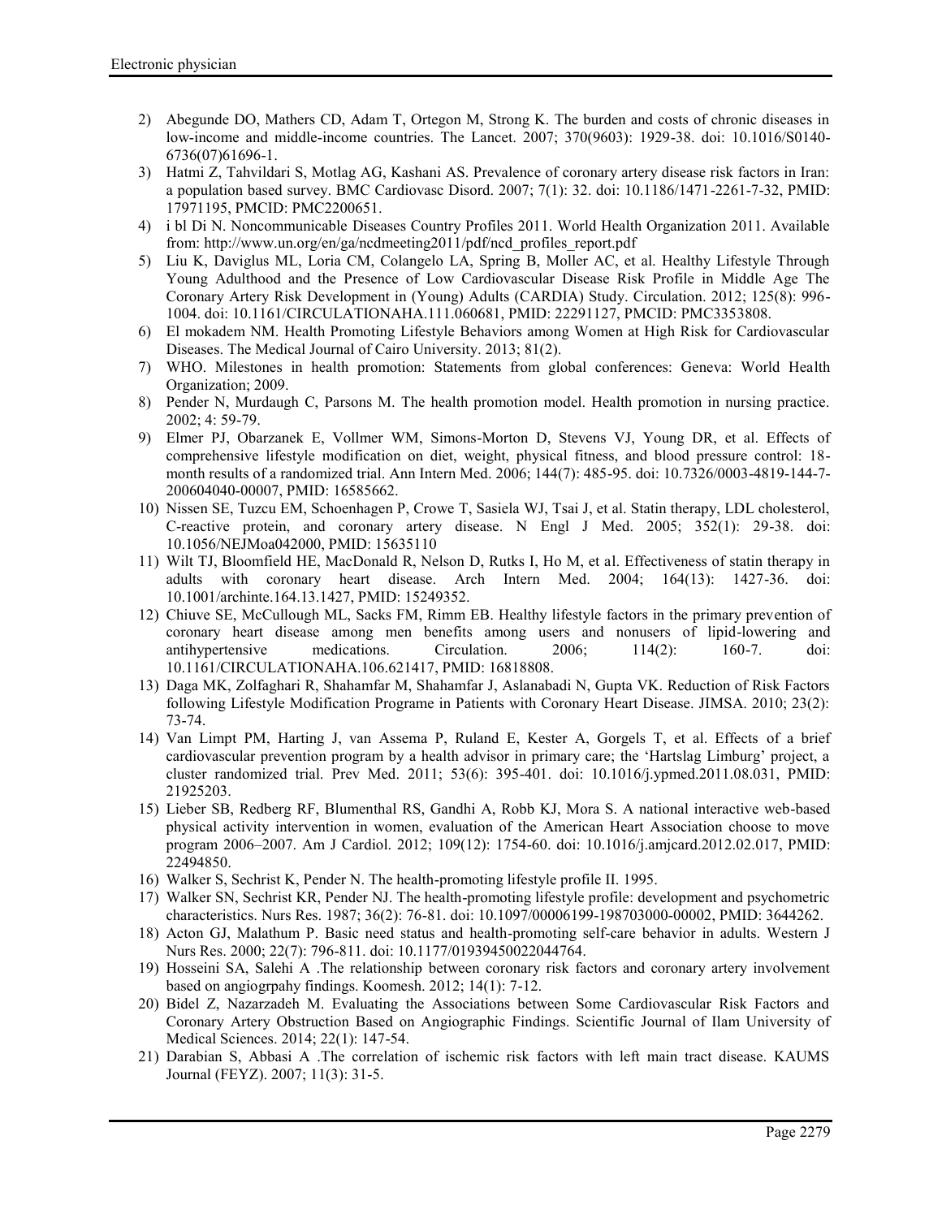2) Abegunde DO, Mathers CD, Adam T, Ortegon M, Strong K. The burden and costs of chronic diseases in low-income and middle-income countries. The Lancet. 2007; 370(9603): 1929-38. doi: 10.1016/S0140-6736(07)61696-1.
3) Hatmi Z, Tahvildari S, Motlag AG, Kashani AS. Prevalence of coronary artery disease risk factors in Iran: a population based survey. BMC Cardiovasc Disord. 2007; 7(1): 32. doi: 10.1186/1471-2261-7-32, PMID: 17971195, PMCID: PMC2200651.
4) i bl Di N. Noncommunicable Diseases Country Profiles 2011. World Health Organization 2011. Available from: http://www.un.org/en/ga/ncdmeeting2011/pdf/ncd_profiles_report.pdf
5) Liu K, Daviglus ML, Loria CM, Colangelo LA, Spring B, Moller AC, et al. Healthy Lifestyle Through Young Adulthood and the Presence of Low Cardiovascular Disease Risk Profile in Middle Age The Coronary Artery Risk Development in (Young) Adults (CARDIA) Study. Circulation. 2012; 125(8): 996-1004. doi: 10.1161/CIRCULATIONAHA.111.060681, PMID: 22291127, PMCID: PMC3353808.
6) El mokadem NM. Health Promoting Lifestyle Behaviors among Women at High Risk for Cardiovascular Diseases. The Medical Journal of Cairo University. 2013; 81(2).
7) WHO. Milestones in health promotion: Statements from global conferences: Geneva: World Health Organization; 2009.
8) Pender N, Murdaugh C, Parsons M. The health promotion model. Health promotion in nursing practice. 2002; 4: 59-79.
9) Elmer PJ, Obarzanek E, Vollmer WM, Simons-Morton D, Stevens VJ, Young DR, et al. Effects of comprehensive lifestyle modification on diet, weight, physical fitness, and blood pressure control: 18-month results of a randomized trial. Ann Intern Med. 2006; 144(7): 485-95. doi: 10.7326/0003-4819-144-7-200604040-00007, PMID: 16585662.
10) Nissen SE, Tuzcu EM, Schoenhagen P, Crowe T, Sasiela WJ, Tsai J, et al. Statin therapy, LDL cholesterol, C-reactive protein, and coronary artery disease. N Engl J Med. 2005; 352(1): 29-38. doi: 10.1056/NEJMoa042000, PMID: 15635110
11) Wilt TJ, Bloomfield HE, MacDonald R, Nelson D, Rutks I, Ho M, et al. Effectiveness of statin therapy in adults with coronary heart disease. Arch Intern Med. 2004; 164(13): 1427-36. doi: 10.1001/archinte.164.13.1427, PMID: 15249352.
12) Chiuve SE, McCullough ML, Sacks FM, Rimm EB. Healthy lifestyle factors in the primary prevention of coronary heart disease among men benefits among users and nonusers of lipid-lowering and antihypertensive medications. Circulation. 2006; 114(2): 160-7. doi: 10.1161/CIRCULATIONAHA.106.621417, PMID: 16818808.
13) Daga MK, Zolfaghari R, Shahamfar M, Shahamfar J, Aslanabadi N, Gupta VK. Reduction of Risk Factors following Lifestyle Modification Programe in Patients with Coronary Heart Disease. JIMSA. 2010; 23(2): 73-74.
14) Van Limpt PM, Harting J, van Assema P, Ruland E, Kester A, Gorgels T, et al. Effects of a brief cardiovascular prevention program by a health advisor in primary care; the 'Hartslag Limburg' project, a cluster randomized trial. Prev Med. 2011; 53(6): 395-401. doi: 10.1016/j.ypmed.2011.08.031, PMID: 21925203.
15) Lieber SB, Redberg RF, Blumenthal RS, Gandhi A, Robb KJ, Mora S. A national interactive web-based physical activity intervention in women, evaluation of the American Heart Association choose to move program 2006–2007. Am J Cardiol. 2012; 109(12): 1754-60. doi: 10.1016/j.amjcard.2012.02.017, PMID: 22494850.
16) Walker S, Sechrist K, Pender N. The health-promoting lifestyle profile II. 1995.
17) Walker SN, Sechrist KR, Pender NJ. The health-promoting lifestyle profile: development and psychometric characteristics. Nurs Res. 1987; 36(2): 76-81. doi: 10.1097/00006199-198703000-00002, PMID: 3644262.
18) Acton GJ, Malathum P. Basic need status and health-promoting self-care behavior in adults. Western J Nurs Res. 2000; 22(7): 796-811. doi: 10.1177/01939450022044764.
19) Hosseini SA, Salehi A .The relationship between coronary risk factors and coronary artery involvement based on angiogrpahy findings. Koomesh. 2012; 14(1): 7-12.
20) Bidel Z, Nazarzadeh M. Evaluating the Associations between Some Cardiovascular Risk Factors and Coronary Artery Obstruction Based on Angiographic Findings. Scientific Journal of Ilam University of Medical Sciences. 2014; 22(1): 147-54.
21) Darabian S, Abbasi A .The correlation of ischemic risk factors with left main tract disease. KAUMS Journal (FEYZ). 2007; 11(3): 31-5.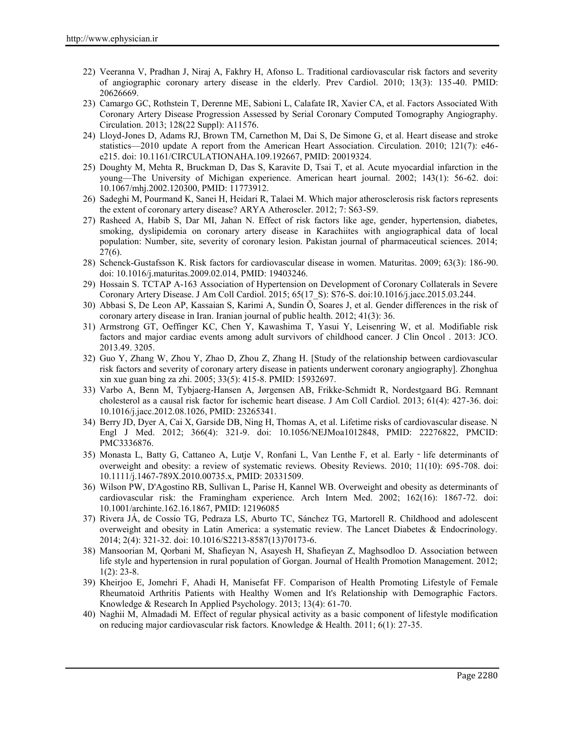22) Veeranna V, Pradhan J, Niraj A, Fakhry H, Afonso L. Traditional cardiovascular risk factors and severity of angiographic coronary artery disease in the elderly. Prev Cardiol. 2010; 13(3): 135-40. PMID: 20626669.
23) Camargo GC, Rothstein T, Derenne ME, Sabioni L, Calafate IR, Xavier CA, et al. Factors Associated With Coronary Artery Disease Progression Assessed by Serial Coronary Computed Tomography Angiography. Circulation. 2013; 128(22 Suppl): A11576.
24) Lloyd-Jones D, Adams RJ, Brown TM, Carnethon M, Dai S, De Simone G, et al. Heart disease and stroke statistics—2010 update A report from the American Heart Association. Circulation. 2010; 121(7): e46-e215. doi: 10.1161/CIRCULATIONAHA.109.192667, PMID: 20019324.
25) Doughty M, Mehta R, Bruckman D, Das S, Karavite D, Tsai T, et al. Acute myocardial infarction in the young—The University of Michigan experience. American heart journal. 2002; 143(1): 56-62. doi: 10.1067/mhj.2002.120300, PMID: 11773912.
26) Sadeghi M, Pourmand K, Sanei H, Heidari R, Talaei M. Which major atherosclerosis risk factors represents the extent of coronary artery disease? ARYA Atheroscler. 2012; 7: S63-S9.
27) Rasheed A, Habib S, Dar MI, Jahan N. Effect of risk factors like age, gender, hypertension, diabetes, smoking, dyslipidemia on coronary artery disease in Karachiites with angiographical data of local population: Number, site, severity of coronary lesion. Pakistan journal of pharmaceutical sciences. 2014; 27(6).
28) Schenck-Gustafsson K. Risk factors for cardiovascular disease in women. Maturitas. 2009; 63(3): 186-90. doi: 10.1016/j.maturitas.2009.02.014, PMID: 19403246.
29) Hossain S. TCTAP A-163 Association of Hypertension on Development of Coronary Collaterals in Severe Coronary Artery Disease. J Am Coll Cardiol. 2015; 65(17_S): S76-S. doi:10.1016/j.jacc.2015.03.244.
30) Abbasi S, De Leon AP, Kassaian S, Karimi A, Sundin Ö, Soares J, et al. Gender differences in the risk of coronary artery disease in Iran. Iranian journal of public health. 2012; 41(3): 36.
31) Armstrong GT, Oeffinger KC, Chen Y, Kawashima T, Yasui Y, Leisenring W, et al. Modifiable risk factors and major cardiac events among adult survivors of childhood cancer. J Clin Oncol . 2013: JCO. 2013.49. 3205.
32) Guo Y, Zhang W, Zhou Y, Zhao D, Zhou Z, Zhang H. [Study of the relationship between cardiovascular risk factors and severity of coronary artery disease in patients underwent coronary angiography]. Zhonghua xin xue guan bing za zhi. 2005; 33(5): 415-8. PMID: 15932697.
33) Varbo A, Benn M, Tybjaerg-Hansen A, Jørgensen AB, Frikke-Schmidt R, Nordestgaard BG. Remnant cholesterol as a causal risk factor for ischemic heart disease. J Am Coll Cardiol. 2013; 61(4): 427-36. doi: 10.1016/j.jacc.2012.08.1026, PMID: 23265341.
34) Berry JD, Dyer A, Cai X, Garside DB, Ning H, Thomas A, et al. Lifetime risks of cardiovascular disease. N Engl J Med. 2012; 366(4): 321-9. doi: 10.1056/NEJMoa1012848, PMID: 22276822, PMCID: PMC3336876.
35) Monasta L, Batty G, Cattaneo A, Lutje V, Ronfani L, Van Lenthe F, et al. Early‐life determinants of overweight and obesity: a review of systematic reviews. Obesity Reviews. 2010; 11(10): 695-708. doi: 10.1111/j.1467-789X.2010.00735.x, PMID: 20331509.
36) Wilson PW, D'Agostino RB, Sullivan L, Parise H, Kannel WB. Overweight and obesity as determinants of cardiovascular risk: the Framingham experience. Arch Intern Med. 2002; 162(16): 1867-72. doi: 10.1001/archinte.162.16.1867, PMID: 12196085
37) Rivera JÁ, de Cossío TG, Pedraza LS, Aburto TC, Sánchez TG, Martorell R. Childhood and adolescent overweight and obesity in Latin America: a systematic review. The Lancet Diabetes & Endocrinology. 2014; 2(4): 321-32. doi: 10.1016/S2213-8587(13)70173-6.
38) Mansoorian M, Qorbani M, Shafieyan N, Asayesh H, Shafieyan Z, Maghsodloo D. Association between life style and hypertension in rural population of Gorgan. Journal of Health Promotion Management. 2012; 1(2): 23-8.
39) Kheirjoo E, Jomehri F, Ahadi H, Manisefat FF. Comparison of Health Promoting Lifestyle of Female Rheumatoid Arthritis Patients with Healthy Women and It's Relationship with Demographic Factors. Knowledge & Research In Applied Psychology. 2013; 13(4): 61-70.
40) Naghii M, Almadadi M. Effect of regular physical activity as a basic component of lifestyle modification on reducing major cardiovascular risk factors. Knowledge & Health. 2011; 6(1): 27-35.